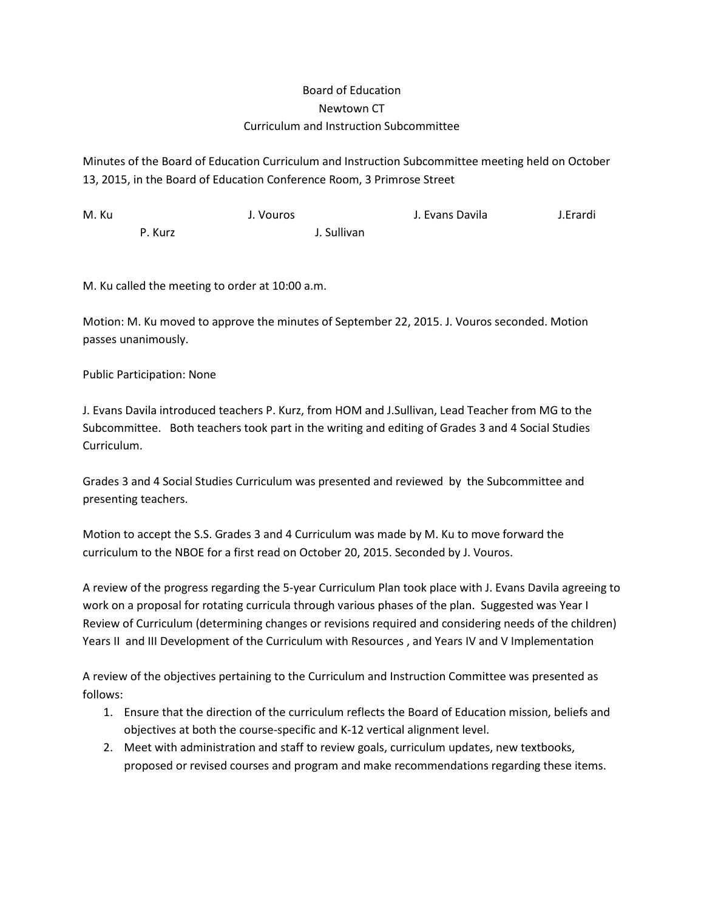Board of Education
Newtown CT
Curriculum and Instruction Subcommittee

Minutes of the Board of Education Curriculum and Instruction Subcommittee meeting held on October 13, 2015, in the Board of Education Conference Room, 3 Primrose Street

M. Ku J. Vouros J. Evans Davila J.Erardi
P. Kurz J. Sullivan

M. Ku called the meeting to order at 10:00 a.m.

Motion: M. Ku moved to approve the minutes of September 22, 2015. J. Vouros seconded. Motion passes unanimously.

Public Participation: None

J. Evans Davila introduced teachers P. Kurz, from HOM and J.Sullivan, Lead Teacher from MG to the Subcommittee. Both teachers took part in the writing and editing of Grades 3 and 4 Social Studies Curriculum.

Grades 3 and 4 Social Studies Curriculum was presented and reviewed by the Subcommittee and presenting teachers.

Motion to accept the S.S. Grades 3 and 4 Curriculum was made by M. Ku to move forward the curriculum to the NBOE for a first read on October 20, 2015. Seconded by J. Vouros.

A review of the progress regarding the 5-year Curriculum Plan took place with J. Evans Davila agreeing to work on a proposal for rotating curricula through various phases of the plan. Suggested was Year I Review of Curriculum (determining changes or revisions required and considering needs of the children) Years II and III Development of the Curriculum with Resources , and Years IV and V Implementation

A review of the objectives pertaining to the Curriculum and Instruction Committee was presented as follows:

1. Ensure that the direction of the curriculum reflects the Board of Education mission, beliefs and objectives at both the course-specific and K-12 vertical alignment level.
2. Meet with administration and staff to review goals, curriculum updates, new textbooks, proposed or revised courses and program and make recommendations regarding these items.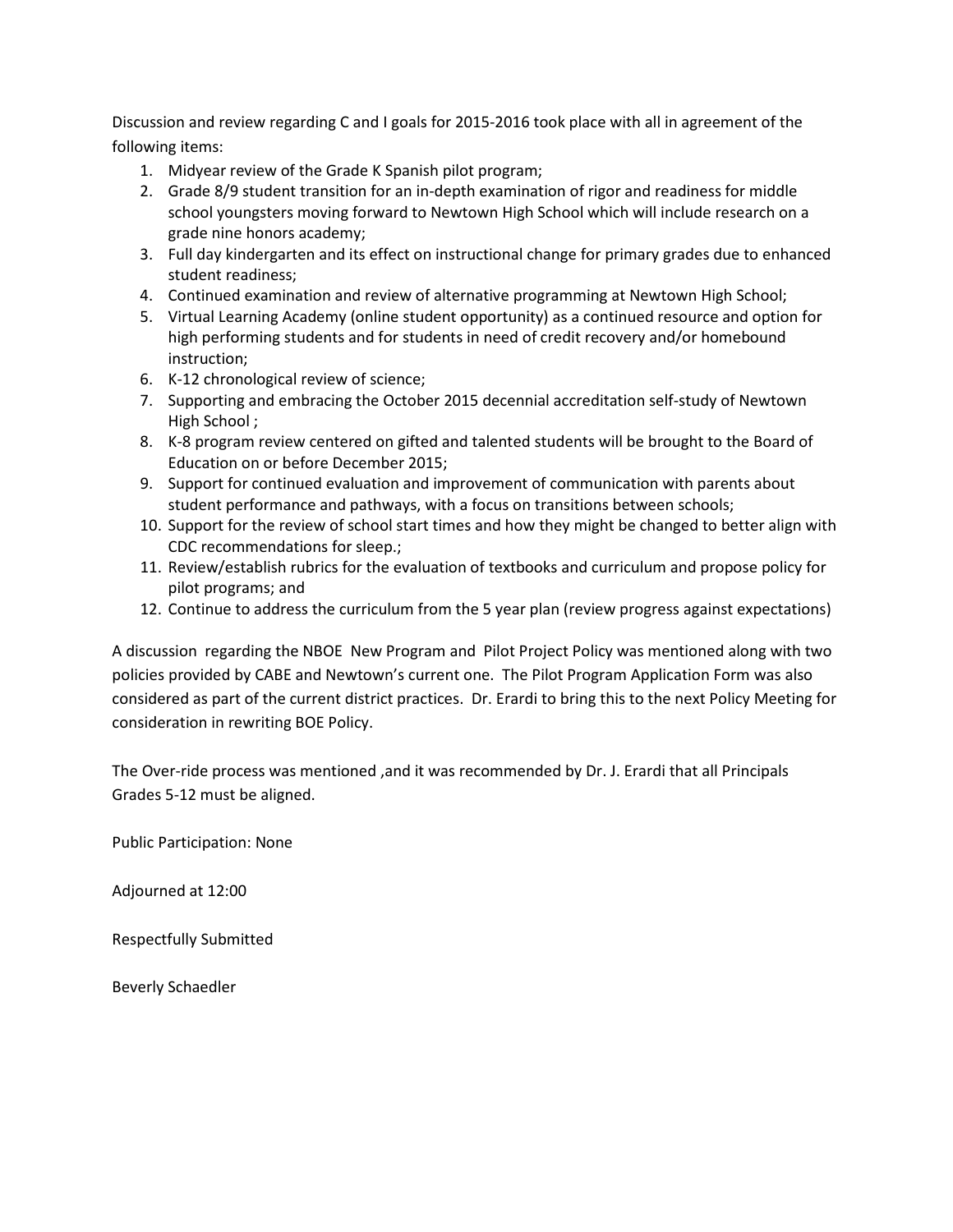Discussion and review regarding C and I goals for 2015-2016 took place with all in agreement of the following items:

1. Midyear review of the Grade K Spanish pilot program;
2. Grade 8/9 student transition for an in-depth examination of rigor and readiness for middle school youngsters moving forward to Newtown High School which will include research on a grade nine honors academy;
3. Full day kindergarten and its effect on instructional change for primary grades due to enhanced student readiness;
4. Continued examination and review of alternative programming at Newtown High School;
5. Virtual Learning Academy (online student opportunity) as a continued resource and option for high performing students and for students in need of credit recovery and/or homebound instruction;
6. K-12 chronological review of science;
7. Supporting and embracing the October 2015 decennial accreditation self-study of Newtown High School ;
8. K-8 program review centered on gifted and talented students will be brought to the Board of Education on or before December 2015;
9. Support for continued evaluation and improvement of communication with parents about student performance and pathways, with a focus on transitions between schools;
10. Support for the review of school start times and how they might be changed to better align with CDC recommendations for sleep.;
11. Review/establish rubrics for the evaluation of textbooks and curriculum and propose policy for pilot programs; and
12. Continue to address the curriculum from the 5 year plan (review progress against expectations)

A discussion regarding the NBOE New Program and Pilot Project Policy was mentioned along with two policies provided by CABE and Newtown's current one. The Pilot Program Application Form was also considered as part of the current district practices. Dr. Erardi to bring this to the next Policy Meeting for consideration in rewriting BOE Policy.

The Over-ride process was mentioned ,and it was recommended by Dr. J. Erardi that all Principals Grades 5-12 must be aligned.

Public Participation: None

Adjourned at 12:00

Respectfully Submitted

Beverly Schaedler